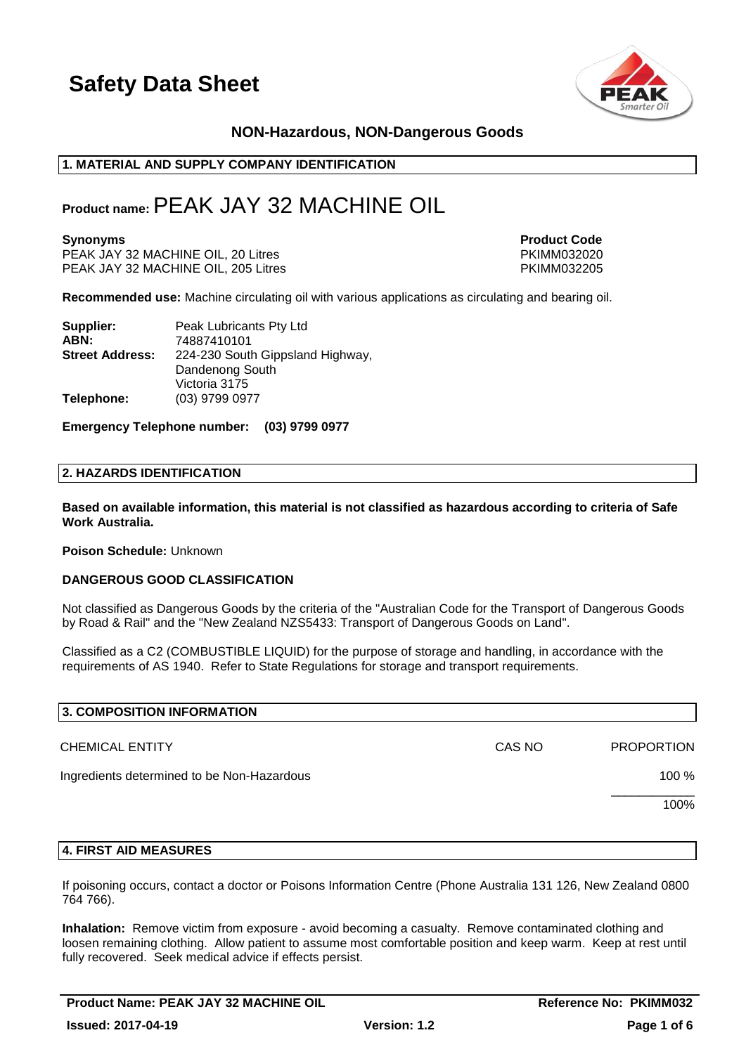# Safety Data Sheet

**NON-Hazardous, NON-Dangerous Goods**

## 1. MATERIAL AND SUPPLY COMPANY IDENTIFICATION

**Product name:** PEAK JAY 32 MACHINE OIL

| **Synonyms** | **Product Code** |
|---|---|
| PEAK JAY 32 MACHINE OIL, 20 Litres | PKIMM032020 |
| PEAK JAY 32 MACHINE OIL, 205 Litres | PKIMM032205 |

**Recommended use:** Machine circulating oil with various applications as circulating and bearing oil.

**Supplier:** Peak Lubricants Pty Ltd
**ABN:** 74887410101
**Street Address:** 224-230 South Gippsland Highway, Dandenong South Victoria 3175
**Telephone:** (03) 9799 0977

**Emergency Telephone number: (03) 9799 0977**

## 2. HAZARDS IDENTIFICATION

**Based on available information, this material is not classified as hazardous according to criteria of Safe Work Australia.**

**Poison Schedule:** Unknown

**DANGEROUS GOOD CLASSIFICATION**

Not classified as Dangerous Goods by the criteria of the "Australian Code for the Transport of Dangerous Goods by Road & Rail" and the "New Zealand NZS5433: Transport of Dangerous Goods on Land".

Classified as a C2 (COMBUSTIBLE LIQUID) for the purpose of storage and handling, in accordance with the requirements of AS 1940. Refer to State Regulations for storage and transport requirements.

## 3. COMPOSITION INFORMATION

| CHEMICAL ENTITY | CAS NO | PROPORTION |
|---|---|---|
| Ingredients determined to be Non-Hazardous | | 100 % |
| | | 100% |

## 4. FIRST AID MEASURES

If poisoning occurs, contact a doctor or Poisons Information Centre (Phone Australia 131 126, New Zealand 0800 764 766).

**Inhalation:** Remove victim from exposure - avoid becoming a casualty. Remove contaminated clothing and loosen remaining clothing. Allow patient to assume most comfortable position and keep warm. Keep at rest until fully recovered. Seek medical advice if effects persist.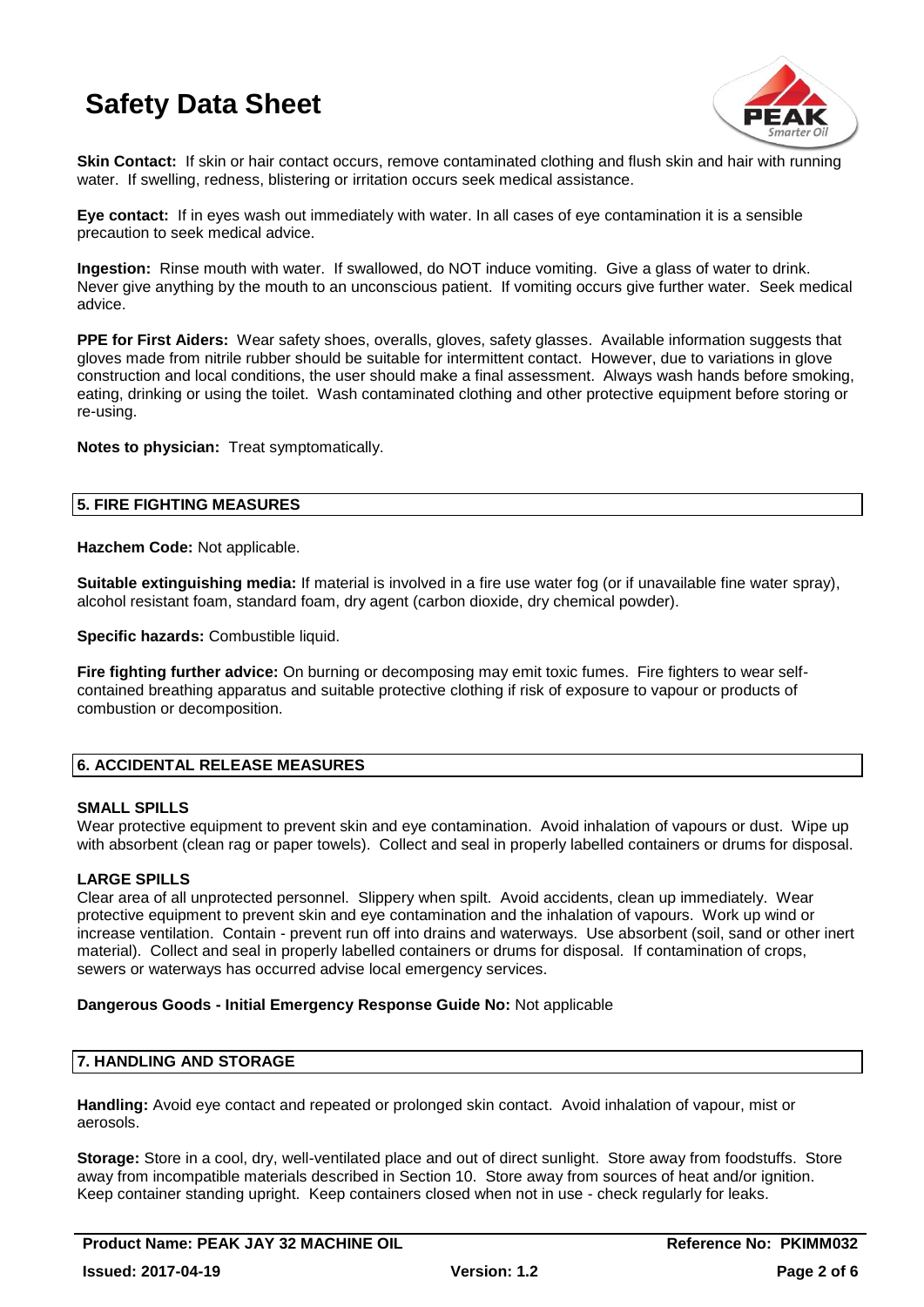**Skin Contact:** If skin or hair contact occurs, remove contaminated clothing and flush skin and hair with running water. If swelling, redness, blistering or irritation occurs seek medical assistance.

**Eye contact:** If in eyes wash out immediately with water. In all cases of eye contamination it is a sensible precaution to seek medical advice.

**Ingestion:** Rinse mouth with water. If swallowed, do NOT induce vomiting. Give a glass of water to drink. Never give anything by the mouth to an unconscious patient. If vomiting occurs give further water. Seek medical advice.

**PPE for First Aiders:** Wear safety shoes, overalls, gloves, safety glasses. Available information suggests that gloves made from nitrile rubber should be suitable for intermittent contact. However, due to variations in glove construction and local conditions, the user should make a final assessment. Always wash hands before smoking, eating, drinking or using the toilet. Wash contaminated clothing and other protective equipment before storing or re-using.

**Notes to physician:** Treat symptomatically.

## 5. FIRE FIGHTING MEASURES

**Hazchem Code:** Not applicable.

**Suitable extinguishing media:** If material is involved in a fire use water fog (or if unavailable fine water spray), alcohol resistant foam, standard foam, dry agent (carbon dioxide, dry chemical powder).

**Specific hazards:** Combustible liquid.

**Fire fighting further advice:** On burning or decomposing may emit toxic fumes. Fire fighters to wear self-contained breathing apparatus and suitable protective clothing if risk of exposure to vapour or products of combustion or decomposition.

## 6. ACCIDENTAL RELEASE MEASURES

### SMALL SPILLS

Wear protective equipment to prevent skin and eye contamination. Avoid inhalation of vapours or dust. Wipe up with absorbent (clean rag or paper towels). Collect and seal in properly labelled containers or drums for disposal.

### LARGE SPILLS

Clear area of all unprotected personnel. Slippery when spilt. Avoid accidents, clean up immediately. Wear protective equipment to prevent skin and eye contamination and the inhalation of vapours. Work up wind or increase ventilation. Contain - prevent run off into drains and waterways. Use absorbent (soil, sand or other inert material). Collect and seal in properly labelled containers or drums for disposal. If contamination of crops, sewers or waterways has occurred advise local emergency services.

**Dangerous Goods - Initial Emergency Response Guide No:** Not applicable

## 7. HANDLING AND STORAGE

**Handling:** Avoid eye contact and repeated or prolonged skin contact. Avoid inhalation of vapour, mist or aerosols.

**Storage:** Store in a cool, dry, well-ventilated place and out of direct sunlight. Store away from foodstuffs. Store away from incompatible materials described in Section 10. Store away from sources of heat and/or ignition. Keep container standing upright. Keep containers closed when not in use - check regularly for leaks.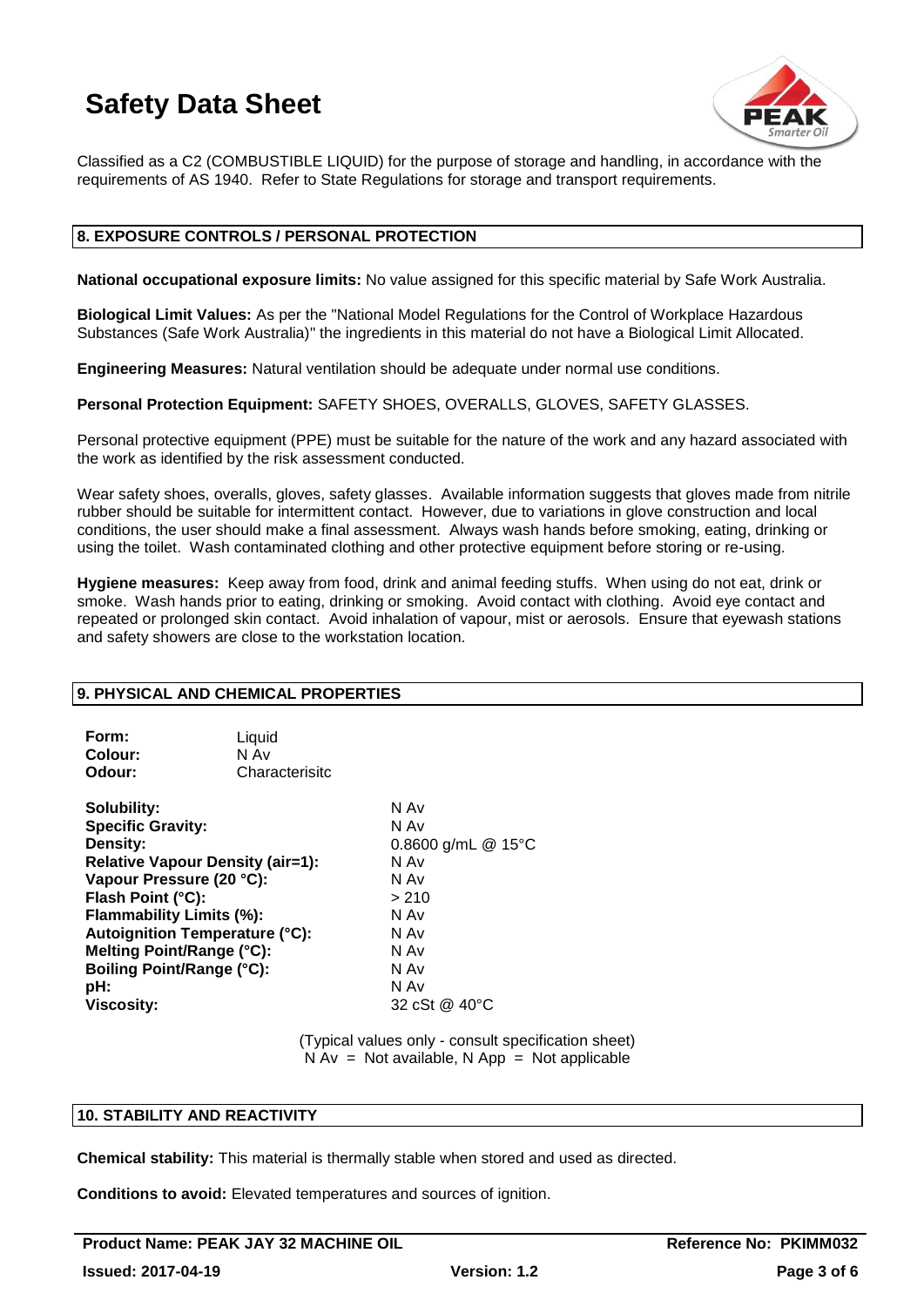Classified as a C2 (COMBUSTIBLE LIQUID) for the purpose of storage and handling, in accordance with the requirements of AS 1940. Refer to State Regulations for storage and transport requirements.

## 8. EXPOSURE CONTROLS / PERSONAL PROTECTION

**National occupational exposure limits:** No value assigned for this specific material by Safe Work Australia.

**Biological Limit Values:** As per the "National Model Regulations for the Control of Workplace Hazardous Substances (Safe Work Australia)" the ingredients in this material do not have a Biological Limit Allocated.

**Engineering Measures:** Natural ventilation should be adequate under normal use conditions.

**Personal Protection Equipment:** SAFETY SHOES, OVERALLS, GLOVES, SAFETY GLASSES.

Personal protective equipment (PPE) must be suitable for the nature of the work and any hazard associated with the work as identified by the risk assessment conducted.

Wear safety shoes, overalls, gloves, safety glasses. Available information suggests that gloves made from nitrile rubber should be suitable for intermittent contact. However, due to variations in glove construction and local conditions, the user should make a final assessment. Always wash hands before smoking, eating, drinking or using the toilet. Wash contaminated clothing and other protective equipment before storing or re-using.

**Hygiene measures:** Keep away from food, drink and animal feeding stuffs. When using do not eat, drink or smoke. Wash hands prior to eating, drinking or smoking. Avoid contact with clothing. Avoid eye contact and repeated or prolonged skin contact. Avoid inhalation of vapour, mist or aerosols. Ensure that eyewash stations and safety showers are close to the workstation location.

## 9. PHYSICAL AND CHEMICAL PROPERTIES

| | |
|---|---|
| **Form:** | Liquid |
| **Colour:** | N Av |
| **Odour:** | Characterisitc |

| | |
|---|---|
| **Solubility:** | N Av |
| **Specific Gravity:** | N Av |
| **Density:** | 0.8600 g/mL @ 15°C |
| **Relative Vapour Density (air=1):** | N Av |
| **Vapour Pressure (20 °C):** | N Av |
| **Flash Point (°C):** | > 210 |
| **Flammability Limits (%):** | N Av |
| **Autoignition Temperature (°C):** | N Av |
| **Melting Point/Range (°C):** | N Av |
| **Boiling Point/Range (°C):** | N Av |
| **pH:** | N Av |
| **Viscosity:** | 32 cSt @ 40°C |

(Typical values only - consult specification sheet)
N Av = Not available, N App = Not applicable

## 10. STABILITY AND REACTIVITY

**Chemical stability:** This material is thermally stable when stored and used as directed.

**Conditions to avoid:** Elevated temperatures and sources of ignition.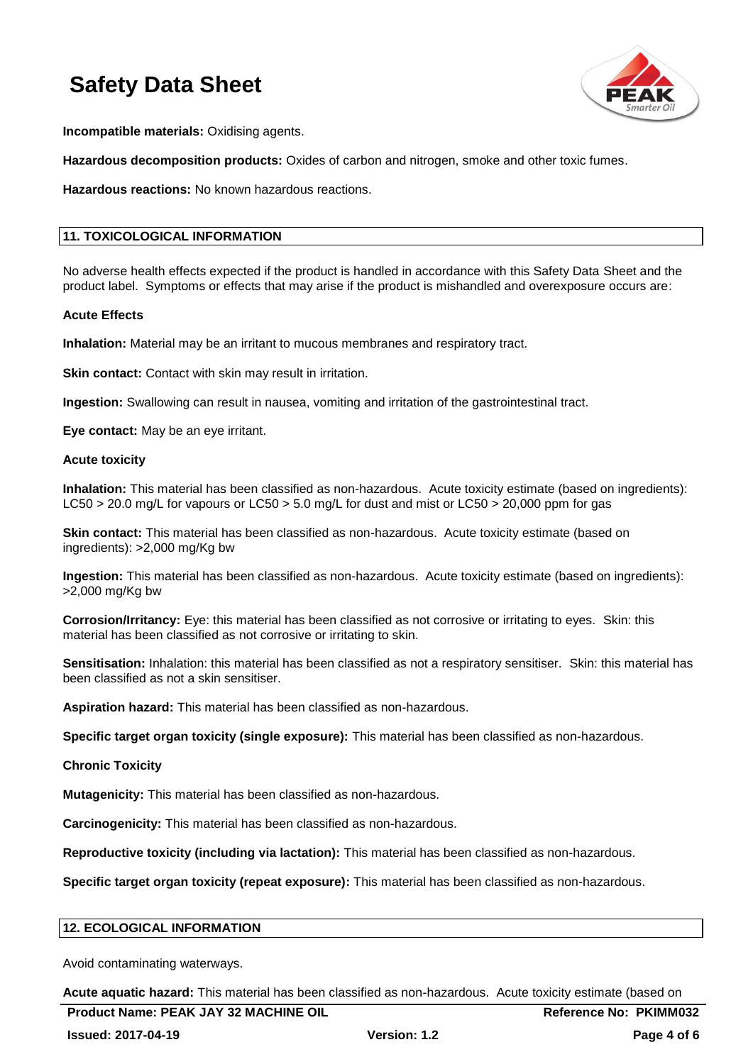**Incompatible materials:** Oxidising agents.

**Hazardous decomposition products:** Oxides of carbon and nitrogen, smoke and other toxic fumes.

**Hazardous reactions:** No known hazardous reactions.

## 11. TOXICOLOGICAL INFORMATION

No adverse health effects expected if the product is handled in accordance with this Safety Data Sheet and the product label. Symptoms or effects that may arise if the product is mishandled and overexposure occurs are:

**Acute Effects**

**Inhalation:** Material may be an irritant to mucous membranes and respiratory tract.

**Skin contact:** Contact with skin may result in irritation.

**Ingestion:** Swallowing can result in nausea, vomiting and irritation of the gastrointestinal tract.

**Eye contact:** May be an eye irritant.

**Acute toxicity**

**Inhalation:** This material has been classified as non-hazardous. Acute toxicity estimate (based on ingredients): LC50 > 20.0 mg/L for vapours or LC50 > 5.0 mg/L for dust and mist or LC50 > 20,000 ppm for gas

**Skin contact:** This material has been classified as non-hazardous. Acute toxicity estimate (based on ingredients): >2,000 mg/Kg bw

**Ingestion:** This material has been classified as non-hazardous. Acute toxicity estimate (based on ingredients): >2,000 mg/Kg bw

**Corrosion/Irritancy:** Eye: this material has been classified as not corrosive or irritating to eyes. Skin: this material has been classified as not corrosive or irritating to skin.

**Sensitisation:** Inhalation: this material has been classified as not a respiratory sensitiser. Skin: this material has been classified as not a skin sensitiser.

**Aspiration hazard:** This material has been classified as non-hazardous.

**Specific target organ toxicity (single exposure):** This material has been classified as non-hazardous.

**Chronic Toxicity**

**Mutagenicity:** This material has been classified as non-hazardous.

**Carcinogenicity:** This material has been classified as non-hazardous.

**Reproductive toxicity (including via lactation):** This material has been classified as non-hazardous.

**Specific target organ toxicity (repeat exposure):** This material has been classified as non-hazardous.

## 12. ECOLOGICAL INFORMATION

Avoid contaminating waterways.

**Acute aquatic hazard:** This material has been classified as non-hazardous. Acute toxicity estimate (based on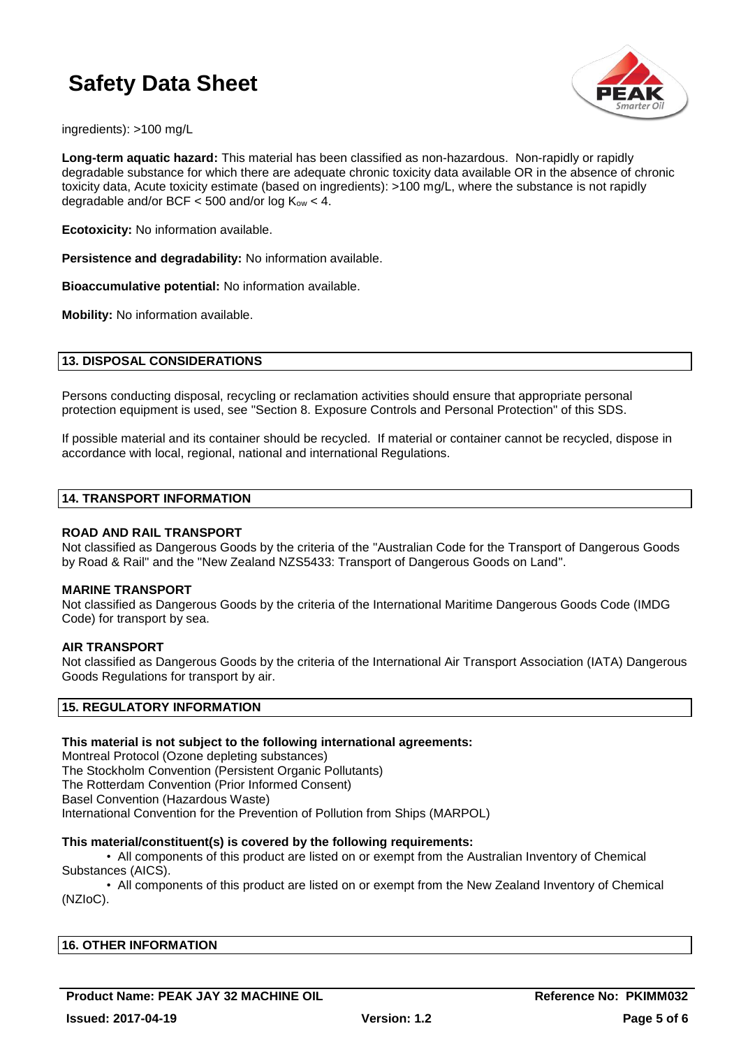ingredients): >100 mg/L

**Long-term aquatic hazard:** This material has been classified as non-hazardous. Non-rapidly or rapidly degradable substance for which there are adequate chronic toxicity data available OR in the absence of chronic toxicity data, Acute toxicity estimate (based on ingredients): >100 mg/L, where the substance is not rapidly degradable and/or BCF < 500 and/or log $K_{ow}$ < 4.

**Ecotoxicity:** No information available.

**Persistence and degradability:** No information available.

**Bioaccumulative potential:** No information available.

**Mobility:** No information available.

## 13. DISPOSAL CONSIDERATIONS

Persons conducting disposal, recycling or reclamation activities should ensure that appropriate personal protection equipment is used, see "Section 8. Exposure Controls and Personal Protection" of this SDS.

If possible material and its container should be recycled. If material or container cannot be recycled, dispose in accordance with local, regional, national and international Regulations.

## 14. TRANSPORT INFORMATION

**ROAD AND RAIL TRANSPORT**
Not classified as Dangerous Goods by the criteria of the "Australian Code for the Transport of Dangerous Goods by Road & Rail" and the "New Zealand NZS5433: Transport of Dangerous Goods on Land".

**MARINE TRANSPORT**
Not classified as Dangerous Goods by the criteria of the International Maritime Dangerous Goods Code (IMDG Code) for transport by sea.

**AIR TRANSPORT**
Not classified as Dangerous Goods by the criteria of the International Air Transport Association (IATA) Dangerous Goods Regulations for transport by air.

## 15. REGULATORY INFORMATION

**This material is not subject to the following international agreements:**
Montreal Protocol (Ozone depleting substances)
The Stockholm Convention (Persistent Organic Pollutants)
The Rotterdam Convention (Prior Informed Consent)
Basel Convention (Hazardous Waste)
International Convention for the Prevention of Pollution from Ships (MARPOL)

**This material/constituent(s) is covered by the following requirements:**

- All components of this product are listed on or exempt from the Australian Inventory of Chemical Substances (AICS).
- All components of this product are listed on or exempt from the New Zealand Inventory of Chemical (NZIoC).

## 16. OTHER INFORMATION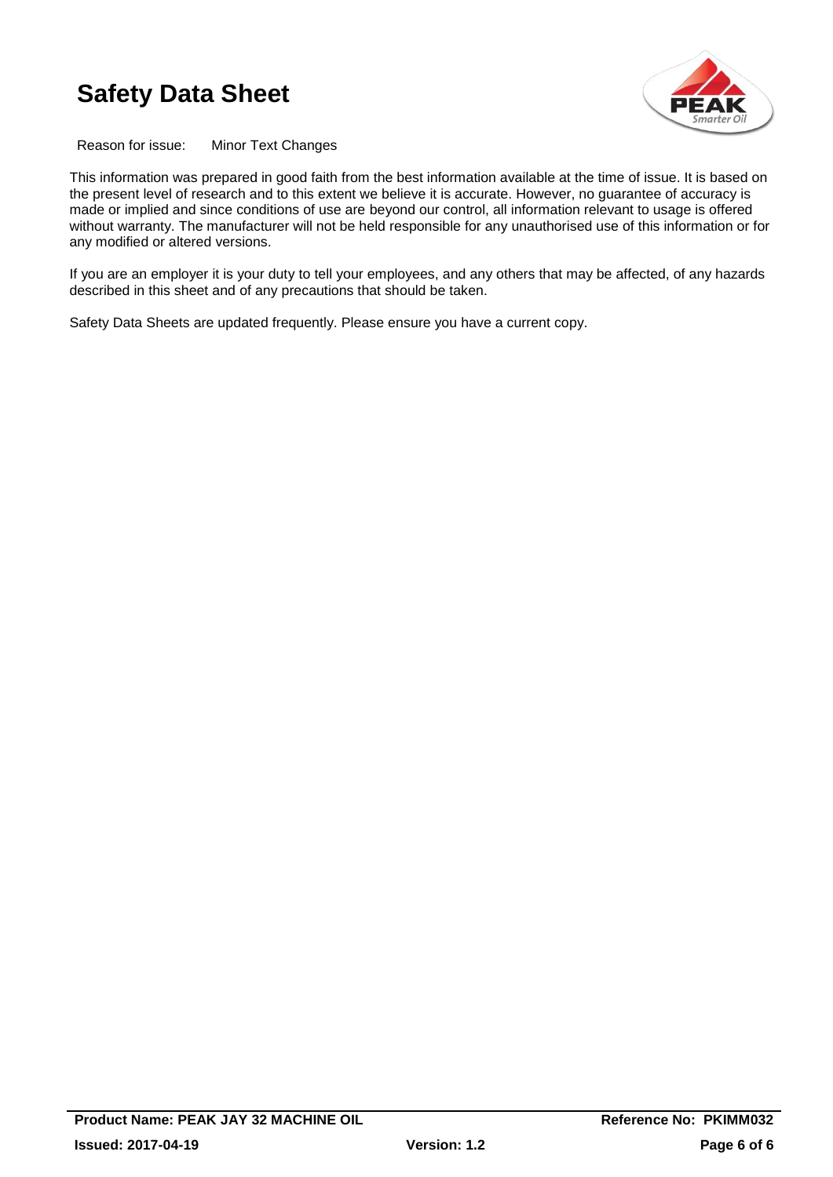Reason for issue: Minor Text Changes

This information was prepared in good faith from the best information available at the time of issue. It is based on the present level of research and to this extent we believe it is accurate. However, no guarantee of accuracy is made or implied and since conditions of use are beyond our control, all information relevant to usage is offered without warranty. The manufacturer will not be held responsible for any unauthorised use of this information or for any modified or altered versions.

If you are an employer it is your duty to tell your employees, and any others that may be affected, of any hazards described in this sheet and of any precautions that should be taken.

Safety Data Sheets are updated frequently. Please ensure you have a current copy.